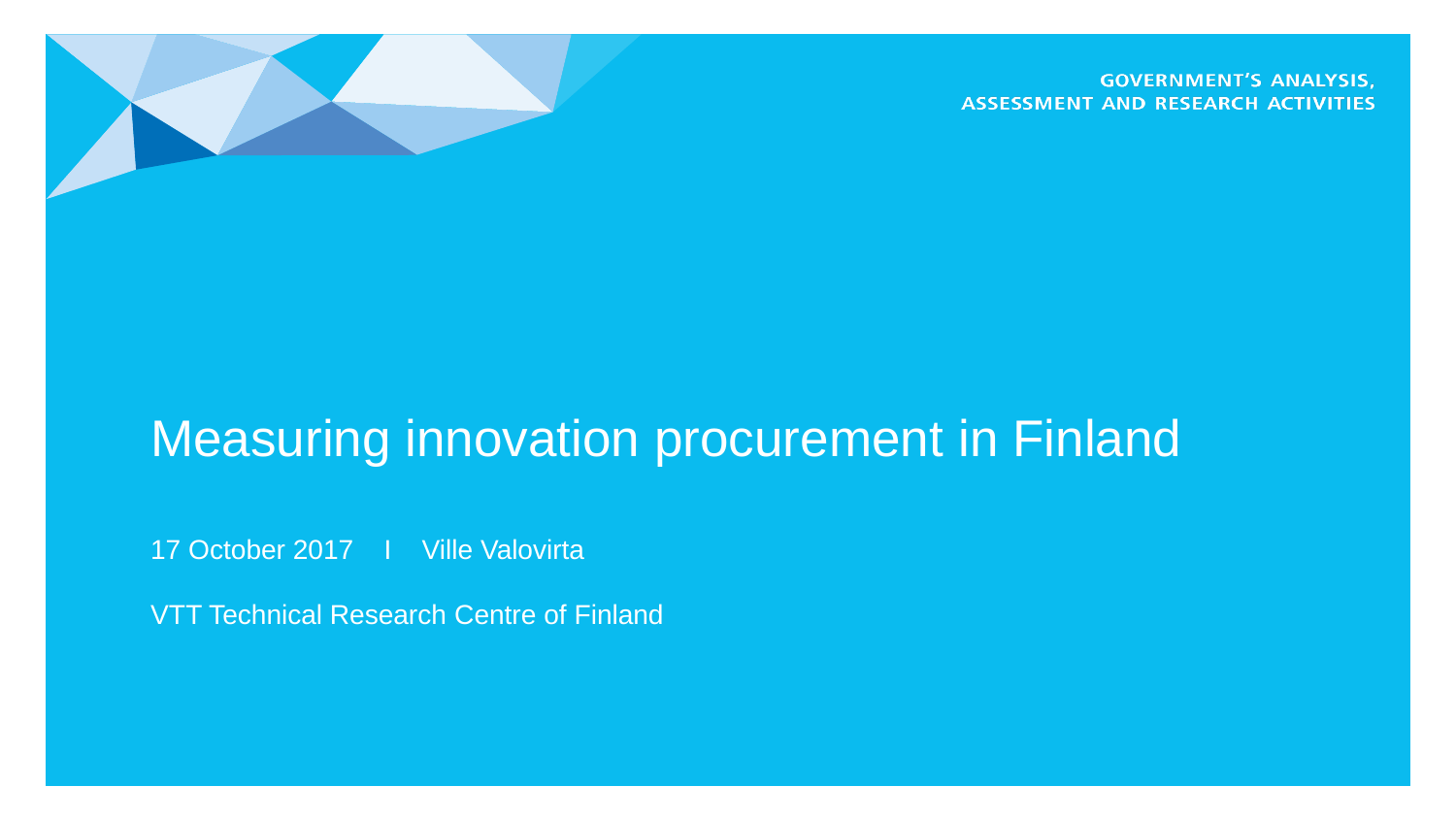GOVERNMENT'S ANALYSIS, ASSESSMENT AND RESEARCH ACTIVITIES

# Measuring innovation procurement in Finland

17 October 2017 I Ville Valovirta

VTT Technical Research Centre of Finland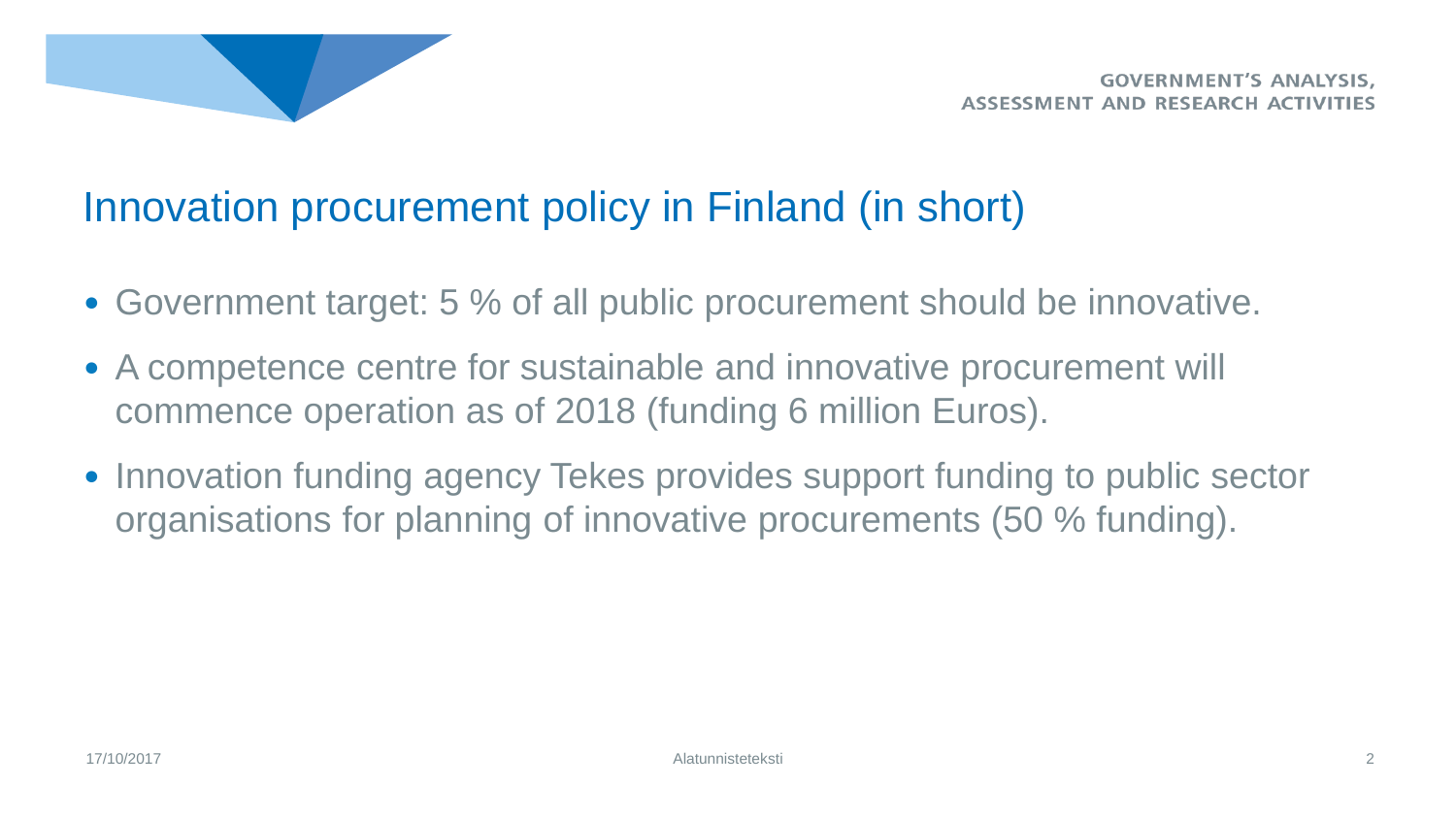# Innovation procurement policy in Finland (in short)

- Government target: 5 % of all public procurement should be innovative.
- A competence centre for sustainable and innovative procurement will commence operation as of 2018 (funding 6 million Euros).
- Innovation funding agency Tekes provides support funding to public sector organisations for planning of innovative procurements (50 % funding).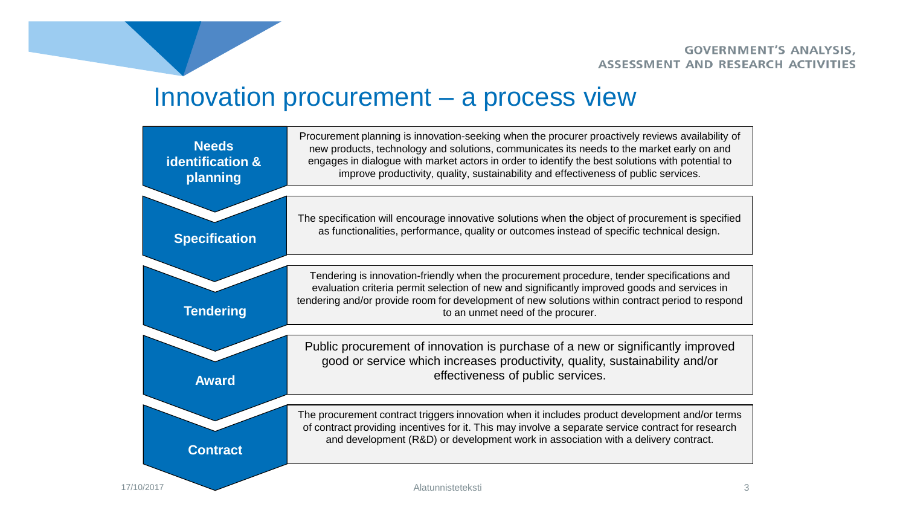# Innovation procurement – a process view

| Stage | Description |
| --- | --- |
| **Needs identification & planning** | Procurement planning is innovation-seeking when the procurer proactively reviews availability of new products, technology and solutions, communicates its needs to the market early on and engages in dialogue with market actors in order to identify the best solutions with potential to improve productivity, quality, sustainability and effectiveness of public services. |
| **Specification** | The specification will encourage innovative solutions when the object of procurement is specified as functionalities, performance, quality or outcomes instead of specific technical design. |
| **Tendering** | Tendering is innovation-friendly when the procurement procedure, tender specifications and evaluation criteria permit selection of new and significantly improved goods and services in tendering and/or provide room for development of new solutions within contract period to respond to an unmet need of the procurer. |
| **Award** | Public procurement of innovation is purchase of a new or significantly improved good or service which increases productivity, quality, sustainability and/or effectiveness of public services. |
| **Contract** | The procurement contract triggers innovation when it includes product development and/or terms of contract providing incentives for it. This may involve a separate service contract for research and development (R&D) or development work in association with a delivery contract. |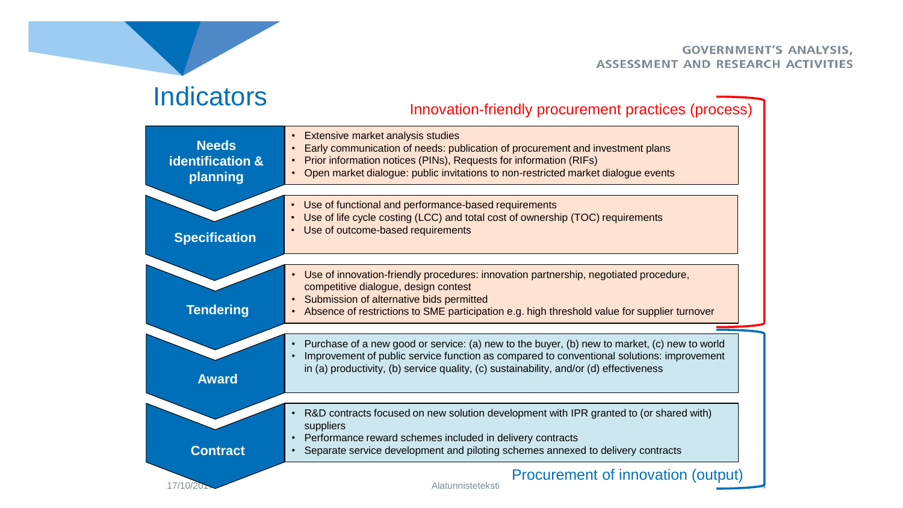# Indicators

**Innovation-friendly procurement practices (process)**

**Needs identification & planning**

- Extensive market analysis studies
- Early communication of needs: publication of procurement and investment plans
- Prior information notices (PINs), Requests for information (RIFs)
- Open market dialogue: public invitations to non-restricted market dialogue events

**Specification**

- Use of functional and performance-based requirements
- Use of life cycle costing (LCC) and total cost of ownership (TOC) requirements
- Use of outcome-based requirements

**Tendering**

- Use of innovation-friendly procedures: innovation partnership, negotiated procedure, competitive dialogue, design contest
- Submission of alternative bids permitted
- Absence of restrictions to SME participation e.g. high threshold value for supplier turnover

**Procurement of innovation (output)**

**Award**

- Purchase of a new good or service: (a) new to the buyer, (b) new to market, (c) new to world
- Improvement of public service function as compared to conventional solutions: improvement in (a) productivity, (b) service quality, (c) sustainability, and/or (d) effectiveness

**Contract**

- R&D contracts focused on new solution development with IPR granted to (or shared with) suppliers
- Performance reward schemes included in delivery contracts
- Separate service development and piloting schemes annexed to delivery contracts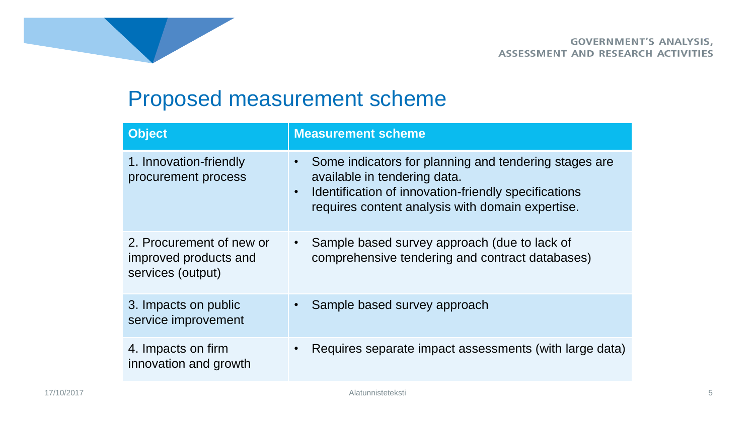## Proposed measurement scheme

| Object | Measurement scheme |
|---|---|
| 1. Innovation-friendly procurement process | • Some indicators for planning and tendering stages are available in tendering data.<br>• Identification of innovation-friendly specifications requires content analysis with domain expertise. |
| 2. Procurement of new or improved products and services (output) | • Sample based survey approach (due to lack of comprehensive tendering and contract databases) |
| 3. Impacts on public service improvement | • Sample based survey approach |
| 4. Impacts on firm innovation and growth | • Requires separate impact assessments (with large data) |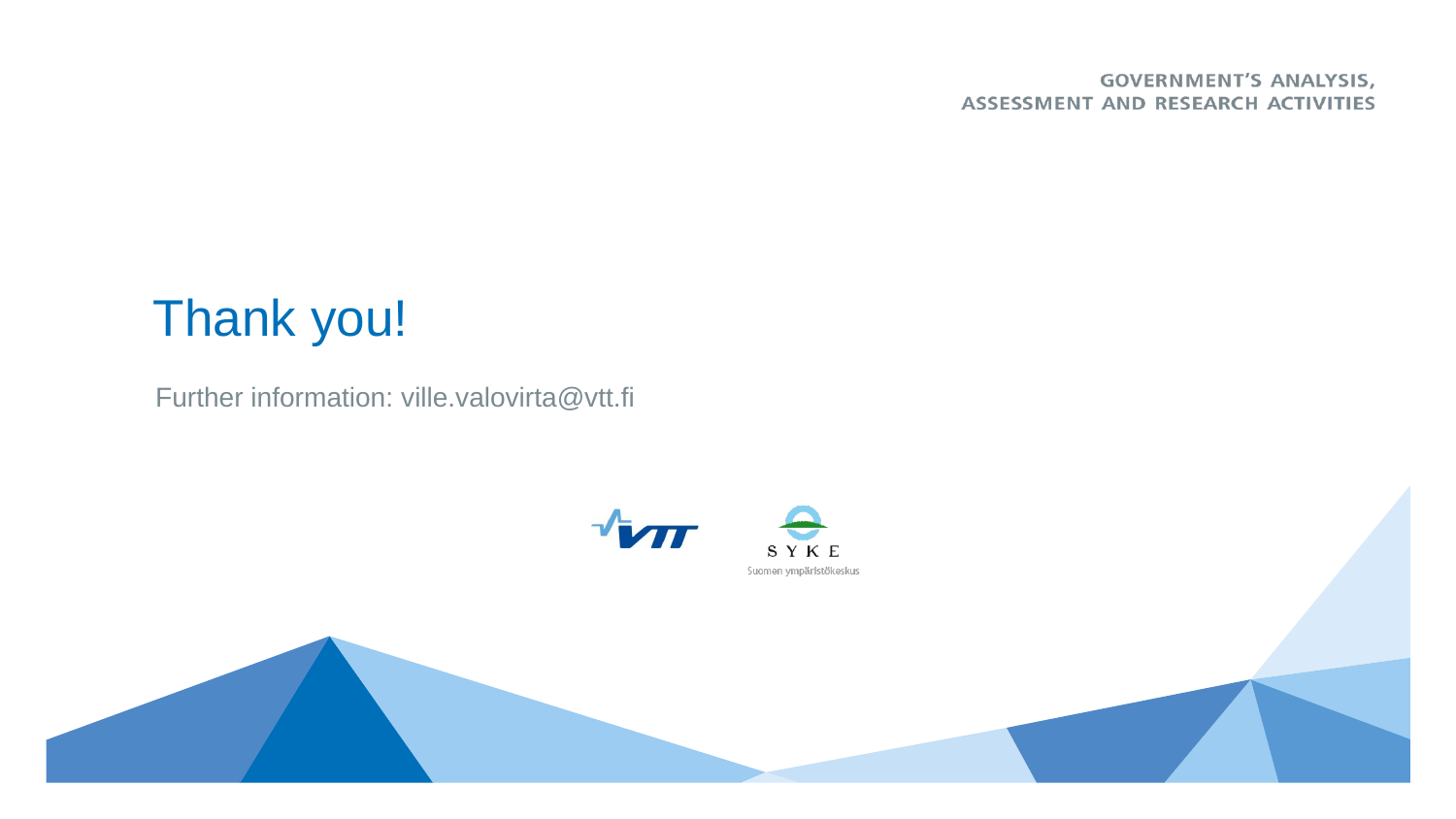# Thank you!

Further information: ville.valovirta@vtt.fi